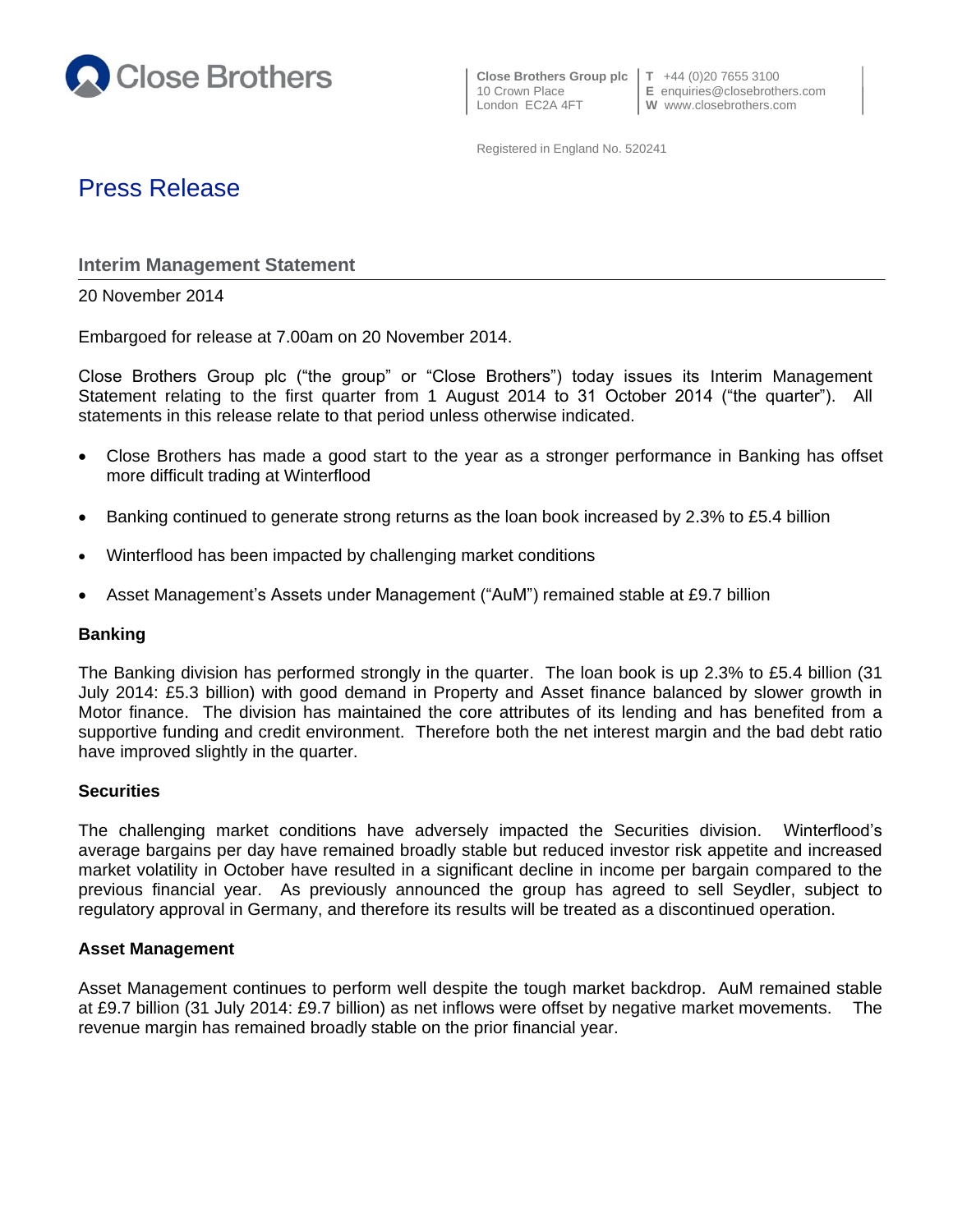Close Brothers

**Close Brothers Group plc**
10 Crown Place
London EC2A 4FT

**T** +44 (0)20 7655 3100
**E** enquiries@closebrothers.com
**W** www.closebrothers.com

Registered in England No. 520241

# Press Release

## Interim Management Statement

20 November 2014

Embargoed for release at 7.00am on 20 November 2014.

Close Brothers Group plc ("the group" or "Close Brothers") today issues its Interim Management Statement relating to the first quarter from 1 August 2014 to 31 October 2014 ("the quarter"). All statements in this release relate to that period unless otherwise indicated.

- Close Brothers has made a good start to the year as a stronger performance in Banking has offset more difficult trading at Winterflood
- Banking continued to generate strong returns as the loan book increased by 2.3% to £5.4 billion
- Winterflood has been impacted by challenging market conditions
- Asset Management's Assets under Management ("AuM") remained stable at £9.7 billion

### Banking

The Banking division has performed strongly in the quarter. The loan book is up 2.3% to £5.4 billion (31 July 2014: £5.3 billion) with good demand in Property and Asset finance balanced by slower growth in Motor finance. The division has maintained the core attributes of its lending and has benefited from a supportive funding and credit environment. Therefore both the net interest margin and the bad debt ratio have improved slightly in the quarter.

### Securities

The challenging market conditions have adversely impacted the Securities division. Winterflood's average bargains per day have remained broadly stable but reduced investor risk appetite and increased market volatility in October have resulted in a significant decline in income per bargain compared to the previous financial year. As previously announced the group has agreed to sell Seydler, subject to regulatory approval in Germany, and therefore its results will be treated as a discontinued operation.

### Asset Management

Asset Management continues to perform well despite the tough market backdrop. AuM remained stable at £9.7 billion (31 July 2014: £9.7 billion) as net inflows were offset by negative market movements. The revenue margin has remained broadly stable on the prior financial year.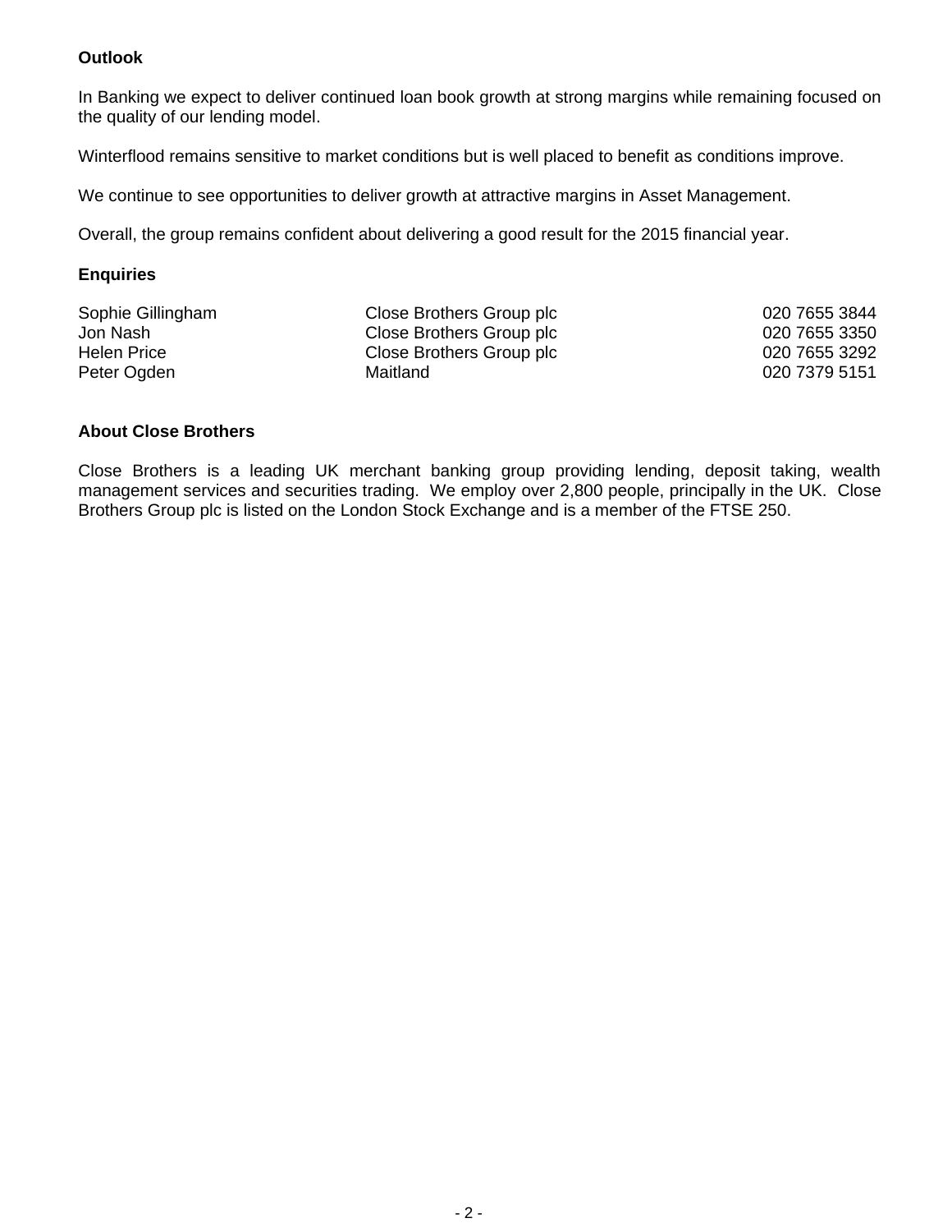**Outlook**

In Banking we expect to deliver continued loan book growth at strong margins while remaining focused on the quality of our lending model.

Winterflood remains sensitive to market conditions but is well placed to benefit as conditions improve.

We continue to see opportunities to deliver growth at attractive margins in Asset Management.

Overall, the group remains confident about delivering a good result for the 2015 financial year.

**Enquiries**

| | | |
|---|---|---|
| Sophie Gillingham | Close Brothers Group plc | 020 7655 3844 |
| Jon Nash | Close Brothers Group plc | 020 7655 3350 |
| Helen Price | Close Brothers Group plc | 020 7655 3292 |
| Peter Ogden | Maitland | 020 7379 5151 |

**About Close Brothers**

Close Brothers is a leading UK merchant banking group providing lending, deposit taking, wealth management services and securities trading. We employ over 2,800 people, principally in the UK. Close Brothers Group plc is listed on the London Stock Exchange and is a member of the FTSE 250.